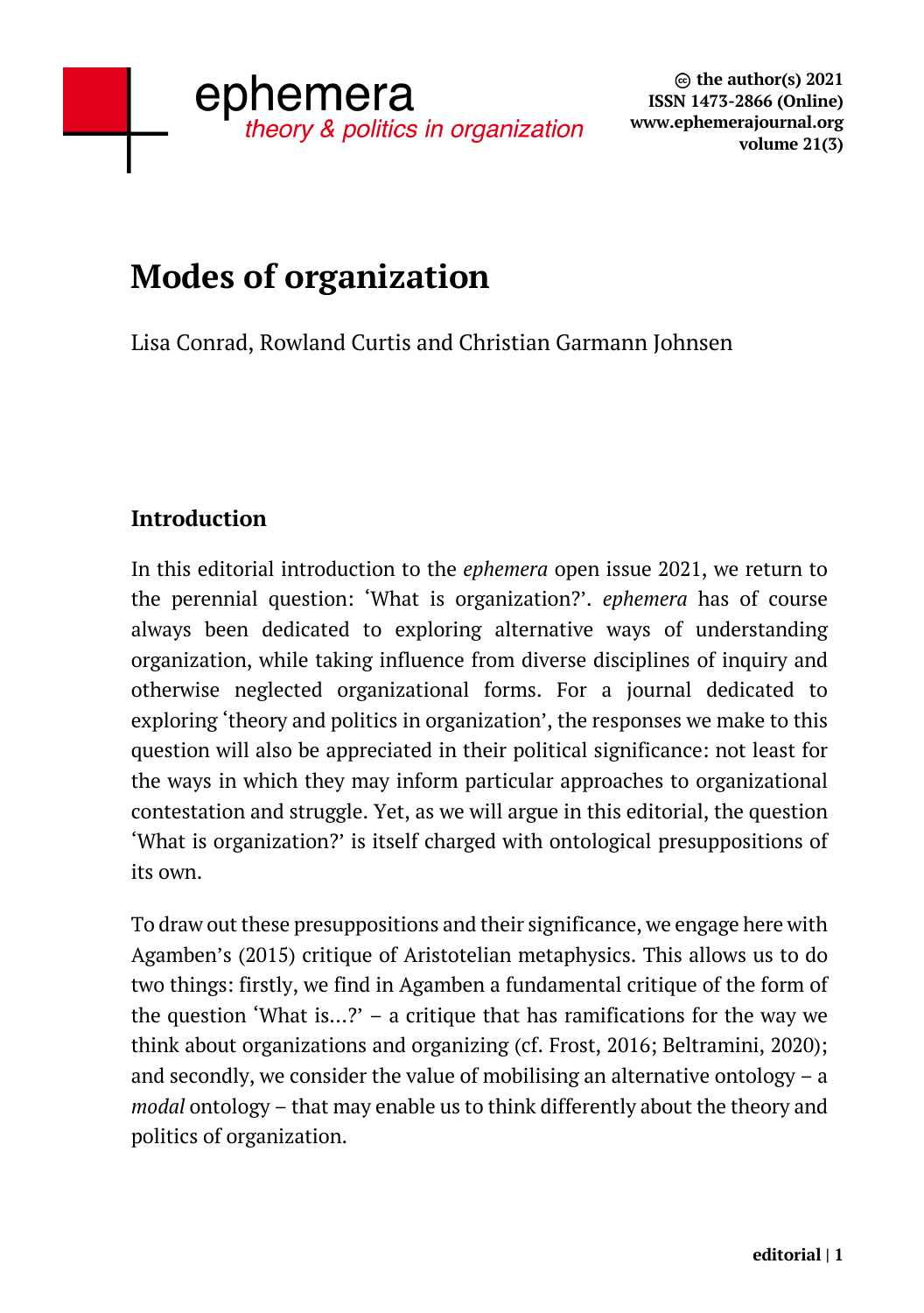# Modes of organization

Lisa Conrad, Rowland Curtis and Christian Garmann Johnsen

## Introduction

In this editorial introduction to the *ephemera* open issue 2021, we return to the perennial question: 'What is organization?'. *ephemera* has of course always been dedicated to exploring alternative ways of understanding organization, while taking influence from diverse disciplines of inquiry and otherwise neglected organizational forms. For a journal dedicated to exploring 'theory and politics in organization', the responses we make to this question will also be appreciated in their political significance: not least for the ways in which they may inform particular approaches to organizational contestation and struggle. Yet, as we will argue in this editorial, the question 'What is organization?' is itself charged with ontological presuppositions of its own.

To draw out these presuppositions and their significance, we engage here with Agamben's (2015) critique of Aristotelian metaphysics. This allows us to do two things: firstly, we find in Agamben a fundamental critique of the form of the question 'What is...?' – a critique that has ramifications for the way we think about organizations and organizing (cf. Frost, 2016; Beltramini, 2020); and secondly, we consider the value of mobilising an alternative ontology – a *modal* ontology – that may enable us to think differently about the theory and politics of organization.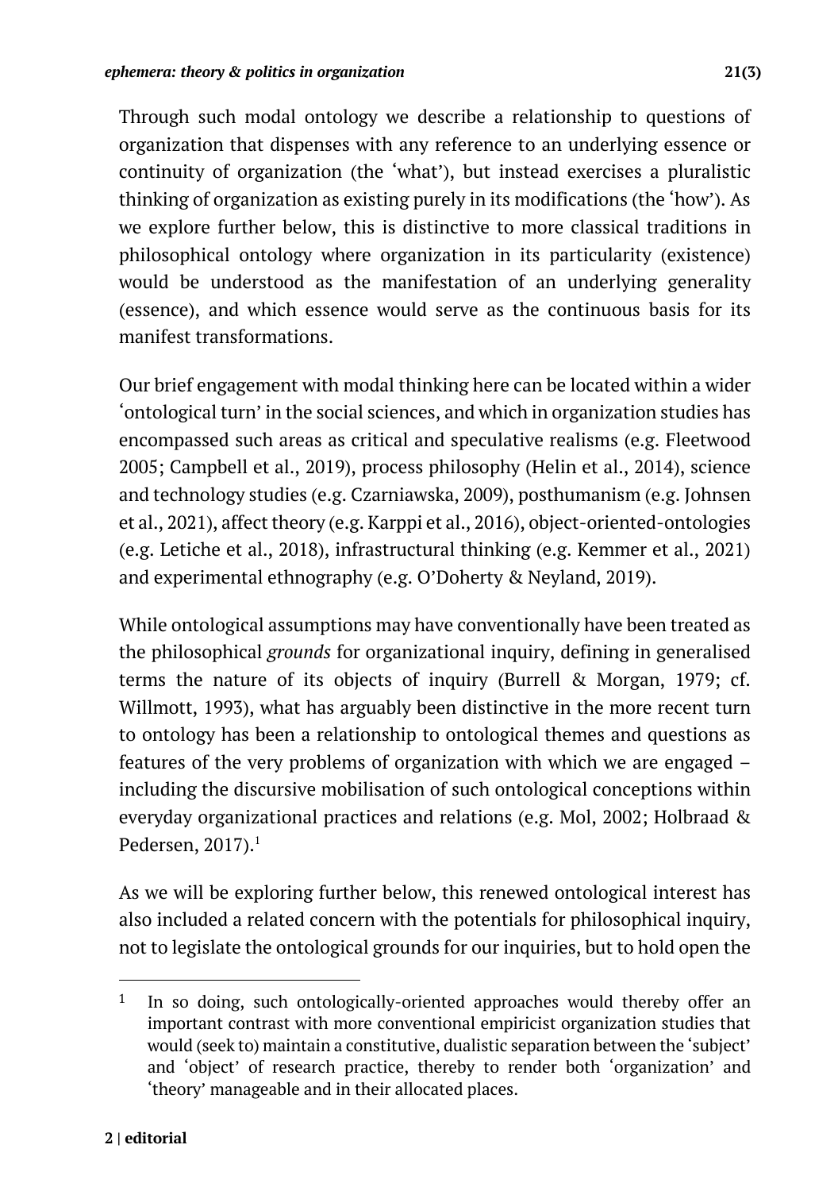Through such modal ontology we describe a relationship to questions of organization that dispenses with any reference to an underlying essence or continuity of organization (the 'what'), but instead exercises a pluralistic thinking of organization as existing purely in its modifications (the 'how'). As we explore further below, this is distinctive to more classical traditions in philosophical ontology where organization in its particularity (existence) would be understood as the manifestation of an underlying generality (essence), and which essence would serve as the continuous basis for its manifest transformations.

Our brief engagement with modal thinking here can be located within a wider 'ontological turn' in the social sciences, and which in organization studies has encompassed such areas as critical and speculative realisms (e.g. Fleetwood 2005; Campbell et al., 2019), process philosophy (Helin et al., 2014), science and technology studies (e.g. Czarniawska, 2009), posthumanism (e.g. Johnsen et al., 2021), affect theory (e.g. Karppi et al., 2016), object-oriented-ontologies (e.g. Letiche et al., 2018), infrastructural thinking (e.g. Kemmer et al., 2021) and experimental ethnography (e.g. O'Doherty & Neyland, 2019).

While ontological assumptions may have conventionally have been treated as the philosophical *grounds* for organizational inquiry, defining in generalised terms the nature of its objects of inquiry (Burrell & Morgan, 1979; cf. Willmott, 1993), what has arguably been distinctive in the more recent turn to ontology has been a relationship to ontological themes and questions as features of the very problems of organization with which we are engaged – including the discursive mobilisation of such ontological conceptions within everyday organizational practices and relations (e.g. Mol, 2002; Holbraad & Pedersen, 2017).[1]

As we will be exploring further below, this renewed ontological interest has also included a related concern with the potentials for philosophical inquiry, not to legislate the ontological grounds for our inquiries, but to hold open the

[1] In so doing, such ontologically-oriented approaches would thereby offer an important contrast with more conventional empiricist organization studies that would (seek to) maintain a constitutive, dualistic separation between the 'subject' and 'object' of research practice, thereby to render both 'organization' and 'theory' manageable and in their allocated places.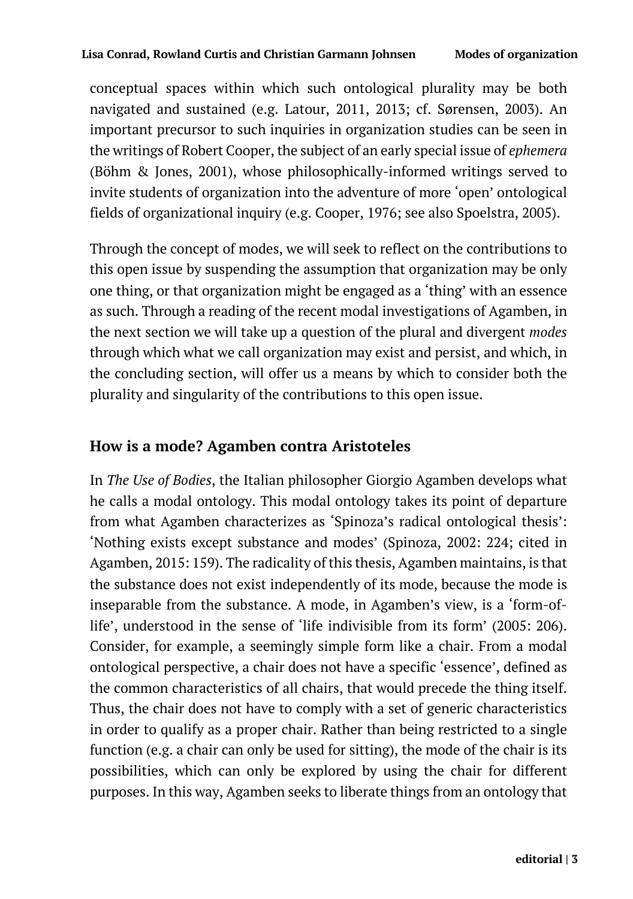conceptual spaces within which such ontological plurality may be both navigated and sustained (e.g. Latour, 2011, 2013; cf. Sørensen, 2003). An important precursor to such inquiries in organization studies can be seen in the writings of Robert Cooper, the subject of an early special issue of *ephemera* (Böhm & Jones, 2001), whose philosophically-informed writings served to invite students of organization into the adventure of more 'open' ontological fields of organizational inquiry (e.g. Cooper, 1976; see also Spoelstra, 2005).

Through the concept of modes, we will seek to reflect on the contributions to this open issue by suspending the assumption that organization may be only one thing, or that organization might be engaged as a 'thing' with an essence as such. Through a reading of the recent modal investigations of Agamben, in the next section we will take up a question of the plural and divergent *modes* through which what we call organization may exist and persist, and which, in the concluding section, will offer us a means by which to consider both the plurality and singularity of the contributions to this open issue.

## How is a mode? Agamben contra Aristoteles

In *The Use of Bodies*, the Italian philosopher Giorgio Agamben develops what he calls a modal ontology. This modal ontology takes its point of departure from what Agamben characterizes as 'Spinoza's radical ontological thesis': 'Nothing exists except substance and modes' (Spinoza, 2002: 224; cited in Agamben, 2015: 159). The radicality of this thesis, Agamben maintains, is that the substance does not exist independently of its mode, because the mode is inseparable from the substance. A mode, in Agamben's view, is a 'form-of-life', understood in the sense of 'life indivisible from its form' (2005: 206). Consider, for example, a seemingly simple form like a chair. From a modal ontological perspective, a chair does not have a specific 'essence', defined as the common characteristics of all chairs, that would precede the thing itself. Thus, the chair does not have to comply with a set of generic characteristics in order to qualify as a proper chair. Rather than being restricted to a single function (e.g. a chair can only be used for sitting), the mode of the chair is its possibilities, which can only be explored by using the chair for different purposes. In this way, Agamben seeks to liberate things from an ontology that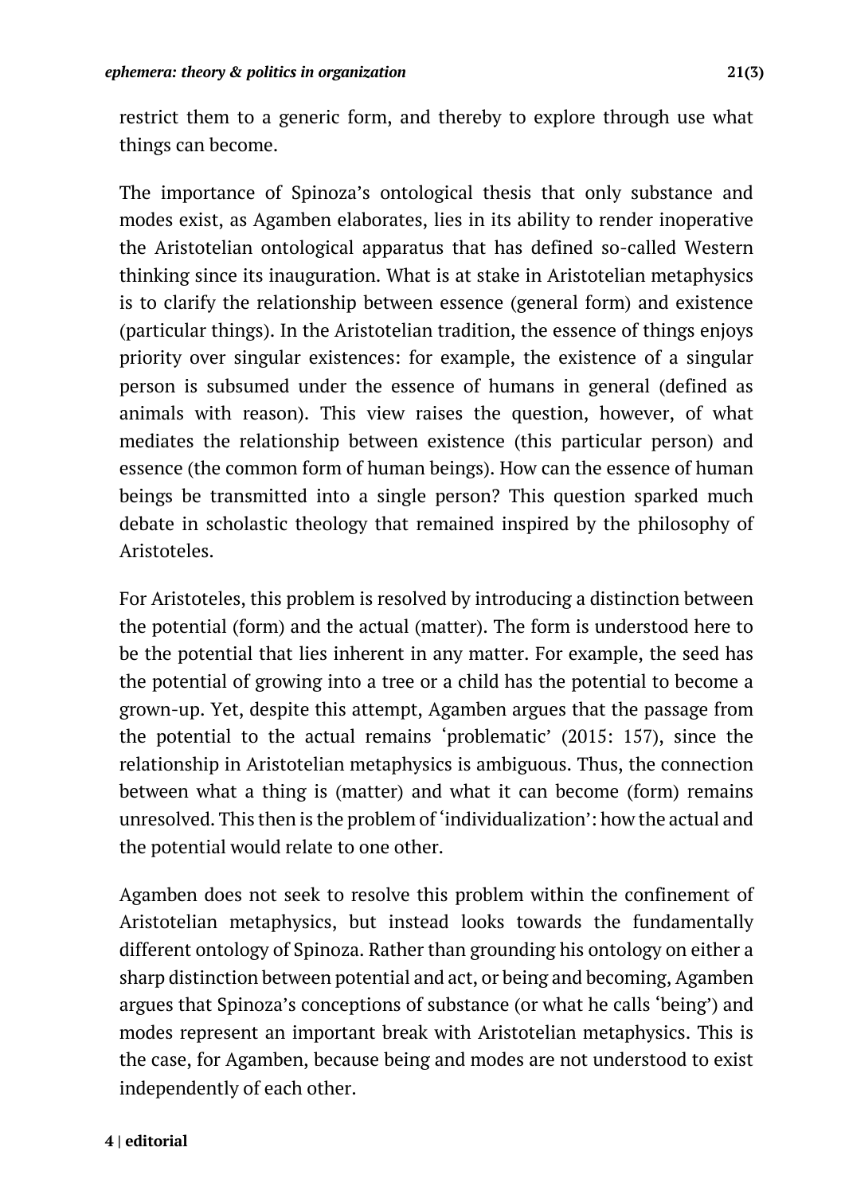restrict them to a generic form, and thereby to explore through use what things can become.

The importance of Spinoza's ontological thesis that only substance and modes exist, as Agamben elaborates, lies in its ability to render inoperative the Aristotelian ontological apparatus that has defined so-called Western thinking since its inauguration. What is at stake in Aristotelian metaphysics is to clarify the relationship between essence (general form) and existence (particular things). In the Aristotelian tradition, the essence of things enjoys priority over singular existences: for example, the existence of a singular person is subsumed under the essence of humans in general (defined as animals with reason). This view raises the question, however, of what mediates the relationship between existence (this particular person) and essence (the common form of human beings). How can the essence of human beings be transmitted into a single person? This question sparked much debate in scholastic theology that remained inspired by the philosophy of Aristoteles.

For Aristoteles, this problem is resolved by introducing a distinction between the potential (form) and the actual (matter). The form is understood here to be the potential that lies inherent in any matter. For example, the seed has the potential of growing into a tree or a child has the potential to become a grown-up. Yet, despite this attempt, Agamben argues that the passage from the potential to the actual remains 'problematic' (2015: 157), since the relationship in Aristotelian metaphysics is ambiguous. Thus, the connection between what a thing is (matter) and what it can become (form) remains unresolved. This then is the problem of 'individualization': how the actual and the potential would relate to one other.

Agamben does not seek to resolve this problem within the confinement of Aristotelian metaphysics, but instead looks towards the fundamentally different ontology of Spinoza. Rather than grounding his ontology on either a sharp distinction between potential and act, or being and becoming, Agamben argues that Spinoza's conceptions of substance (or what he calls 'being') and modes represent an important break with Aristotelian metaphysics. This is the case, for Agamben, because being and modes are not understood to exist independently of each other.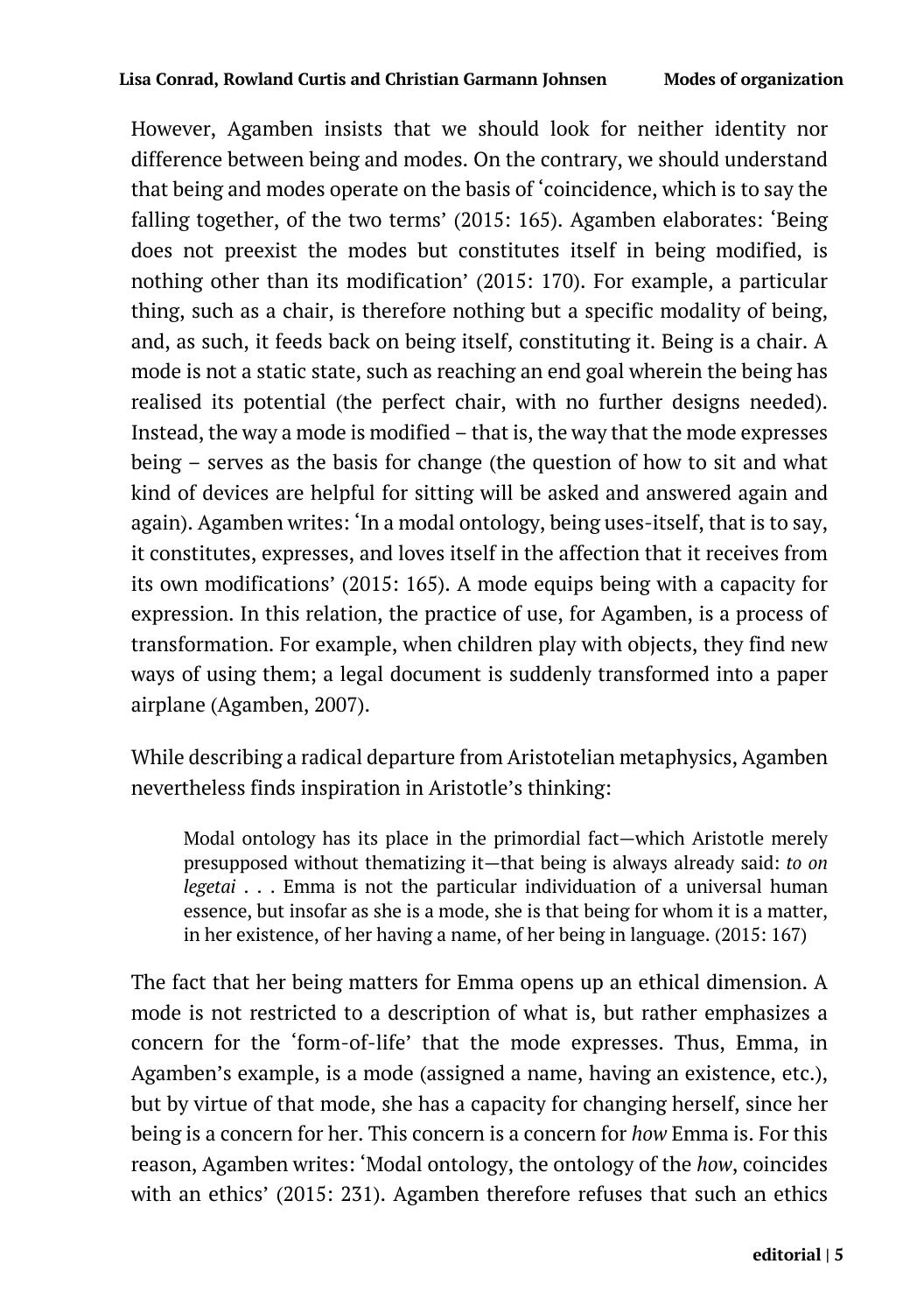However, Agamben insists that we should look for neither identity nor difference between being and modes. On the contrary, we should understand that being and modes operate on the basis of 'coincidence, which is to say the falling together, of the two terms' (2015: 165). Agamben elaborates: 'Being does not preexist the modes but constitutes itself in being modified, is nothing other than its modification' (2015: 170). For example, a particular thing, such as a chair, is therefore nothing but a specific modality of being, and, as such, it feeds back on being itself, constituting it. Being is a chair. A mode is not a static state, such as reaching an end goal wherein the being has realised its potential (the perfect chair, with no further designs needed). Instead, the way a mode is modified – that is, the way that the mode expresses being – serves as the basis for change (the question of how to sit and what kind of devices are helpful for sitting will be asked and answered again and again). Agamben writes: 'In a modal ontology, being uses-itself, that is to say, it constitutes, expresses, and loves itself in the affection that it receives from its own modifications' (2015: 165). A mode equips being with a capacity for expression. In this relation, the practice of use, for Agamben, is a process of transformation. For example, when children play with objects, they find new ways of using them; a legal document is suddenly transformed into a paper airplane (Agamben, 2007).

While describing a radical departure from Aristotelian metaphysics, Agamben nevertheless finds inspiration in Aristotle's thinking:

> Modal ontology has its place in the primordial fact—which Aristotle merely presupposed without thematizing it—that being is always already said: *to on legetai* . . . Emma is not the particular individuation of a universal human essence, but insofar as she is a mode, she is that being for whom it is a matter, in her existence, of her having a name, of her being in language. (2015: 167)

The fact that her being matters for Emma opens up an ethical dimension. A mode is not restricted to a description of what is, but rather emphasizes a concern for the 'form-of-life' that the mode expresses. Thus, Emma, in Agamben's example, is a mode (assigned a name, having an existence, etc.), but by virtue of that mode, she has a capacity for changing herself, since her being is a concern for her. This concern is a concern for *how* Emma is. For this reason, Agamben writes: 'Modal ontology, the ontology of the *how*, coincides with an ethics' (2015: 231). Agamben therefore refuses that such an ethics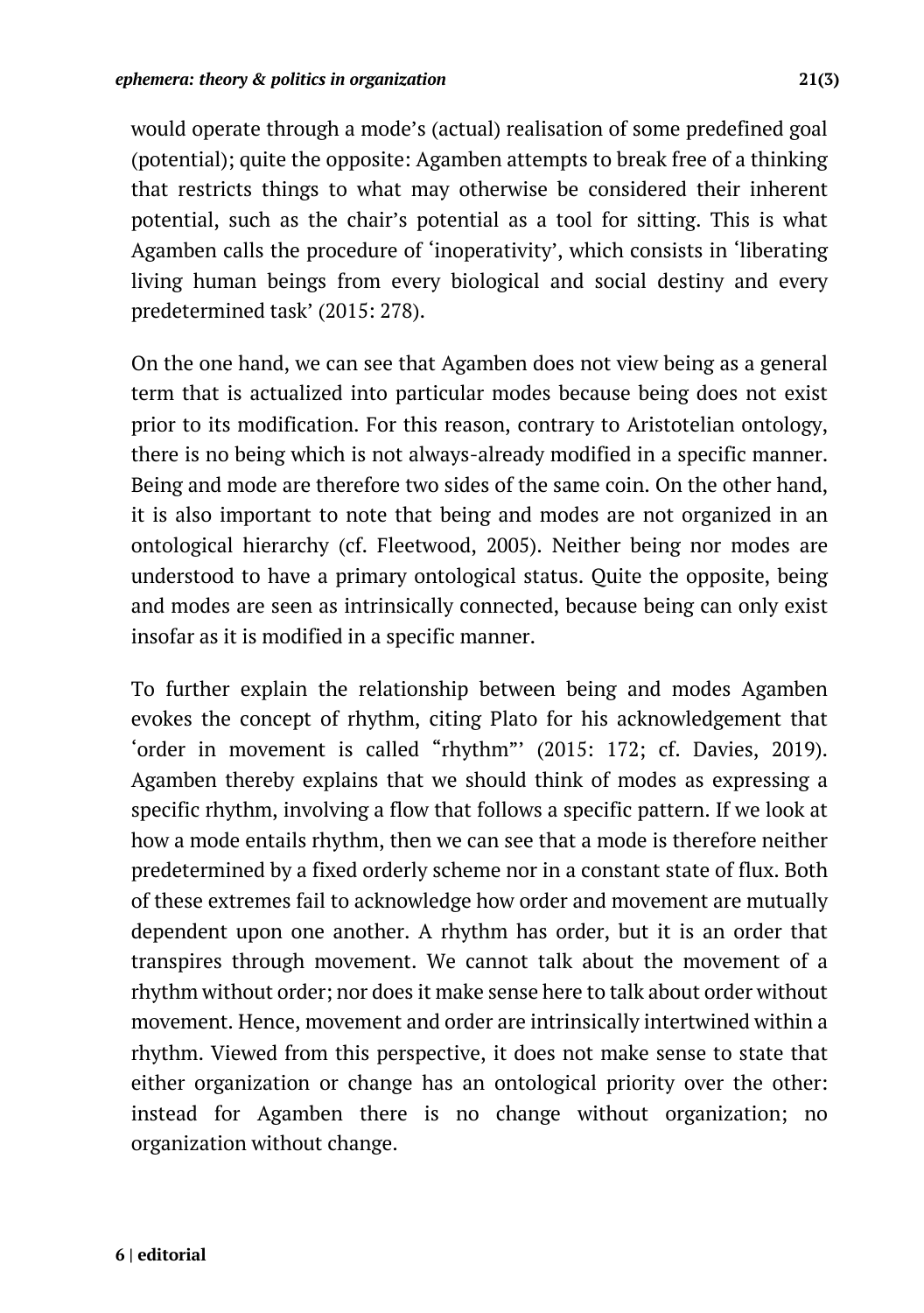would operate through a mode's (actual) realisation of some predefined goal (potential); quite the opposite: Agamben attempts to break free of a thinking that restricts things to what may otherwise be considered their inherent potential, such as the chair's potential as a tool for sitting. This is what Agamben calls the procedure of 'inoperativity', which consists in 'liberating living human beings from every biological and social destiny and every predetermined task' (2015: 278).

On the one hand, we can see that Agamben does not view being as a general term that is actualized into particular modes because being does not exist prior to its modification. For this reason, contrary to Aristotelian ontology, there is no being which is not always-already modified in a specific manner. Being and mode are therefore two sides of the same coin. On the other hand, it is also important to note that being and modes are not organized in an ontological hierarchy (cf. Fleetwood, 2005). Neither being nor modes are understood to have a primary ontological status. Quite the opposite, being and modes are seen as intrinsically connected, because being can only exist insofar as it is modified in a specific manner.

To further explain the relationship between being and modes Agamben evokes the concept of rhythm, citing Plato for his acknowledgement that 'order in movement is called "rhythm"' (2015: 172; cf. Davies, 2019). Agamben thereby explains that we should think of modes as expressing a specific rhythm, involving a flow that follows a specific pattern. If we look at how a mode entails rhythm, then we can see that a mode is therefore neither predetermined by a fixed orderly scheme nor in a constant state of flux. Both of these extremes fail to acknowledge how order and movement are mutually dependent upon one another. A rhythm has order, but it is an order that transpires through movement. We cannot talk about the movement of a rhythm without order; nor does it make sense here to talk about order without movement. Hence, movement and order are intrinsically intertwined within a rhythm. Viewed from this perspective, it does not make sense to state that either organization or change has an ontological priority over the other: instead for Agamben there is no change without organization; no organization without change.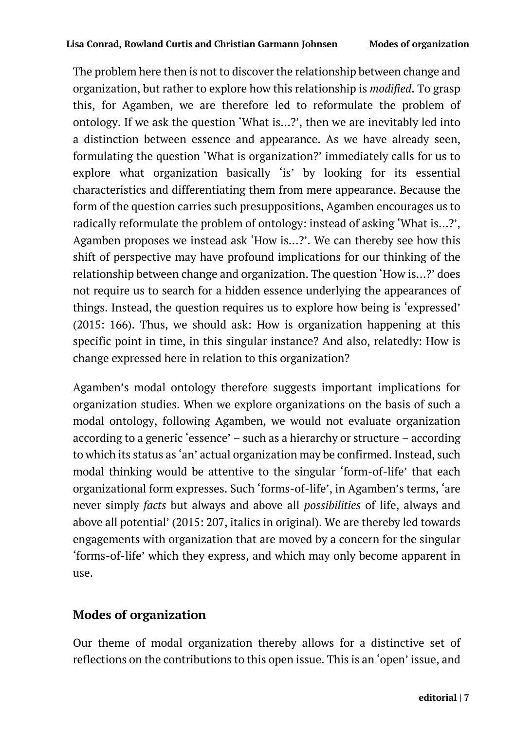The problem here then is not to discover the relationship between change and organization, but rather to explore how this relationship is *modified*. To grasp this, for Agamben, we are therefore led to reformulate the problem of ontology. If we ask the question 'What is…?', then we are inevitably led into a distinction between essence and appearance. As we have already seen, formulating the question 'What is organization?' immediately calls for us to explore what organization basically 'is' by looking for its essential characteristics and differentiating them from mere appearance. Because the form of the question carries such presuppositions, Agamben encourages us to radically reformulate the problem of ontology: instead of asking 'What is…?', Agamben proposes we instead ask 'How is…?'. We can thereby see how this shift of perspective may have profound implications for our thinking of the relationship between change and organization. The question 'How is…?' does not require us to search for a hidden essence underlying the appearances of things. Instead, the question requires us to explore how being is 'expressed' (2015: 166). Thus, we should ask: How is organization happening at this specific point in time, in this singular instance? And also, relatedly: How is change expressed here in relation to this organization?

Agamben's modal ontology therefore suggests important implications for organization studies. When we explore organizations on the basis of such a modal ontology, following Agamben, we would not evaluate organization according to a generic 'essence' – such as a hierarchy or structure – according to which its status as 'an' actual organization may be confirmed. Instead, such modal thinking would be attentive to the singular 'form-of-life' that each organizational form expresses. Such 'forms-of-life', in Agamben's terms, 'are never simply *facts* but always and above all *possibilities* of life, always and above all potential' (2015: 207, italics in original). We are thereby led towards engagements with organization that are moved by a concern for the singular 'forms-of-life' which they express, and which may only become apparent in use.

## Modes of organization

Our theme of modal organization thereby allows for a distinctive set of reflections on the contributions to this open issue. This is an 'open' issue, and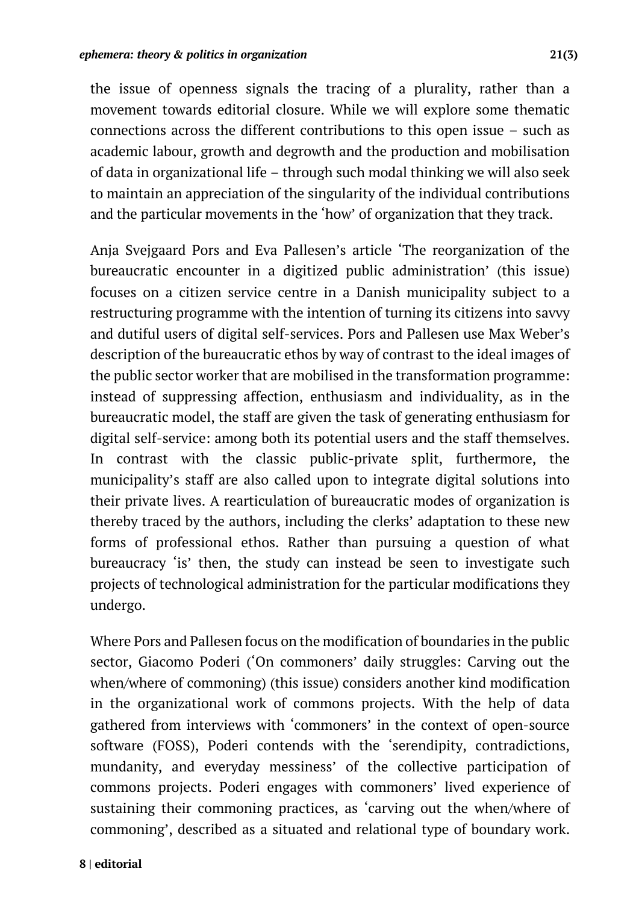the issue of openness signals the tracing of a plurality, rather than a movement towards editorial closure. While we will explore some thematic connections across the different contributions to this open issue – such as academic labour, growth and degrowth and the production and mobilisation of data in organizational life – through such modal thinking we will also seek to maintain an appreciation of the singularity of the individual contributions and the particular movements in the 'how' of organization that they track.

Anja Svejgaard Pors and Eva Pallesen's article 'The reorganization of the bureaucratic encounter in a digitized public administration' (this issue) focuses on a citizen service centre in a Danish municipality subject to a restructuring programme with the intention of turning its citizens into savvy and dutiful users of digital self-services. Pors and Pallesen use Max Weber's description of the bureaucratic ethos by way of contrast to the ideal images of the public sector worker that are mobilised in the transformation programme: instead of suppressing affection, enthusiasm and individuality, as in the bureaucratic model, the staff are given the task of generating enthusiasm for digital self-service: among both its potential users and the staff themselves. In contrast with the classic public-private split, furthermore, the municipality's staff are also called upon to integrate digital solutions into their private lives. A rearticulation of bureaucratic modes of organization is thereby traced by the authors, including the clerks' adaptation to these new forms of professional ethos. Rather than pursuing a question of what bureaucracy 'is' then, the study can instead be seen to investigate such projects of technological administration for the particular modifications they undergo.

Where Pors and Pallesen focus on the modification of boundaries in the public sector, Giacomo Poderi ('On commoners' daily struggles: Carving out the when/where of commoning) (this issue) considers another kind modification in the organizational work of commons projects. With the help of data gathered from interviews with 'commoners' in the context of open-source software (FOSS), Poderi contends with the 'serendipity, contradictions, mundanity, and everyday messiness' of the collective participation of commons projects. Poderi engages with commoners' lived experience of sustaining their commoning practices, as 'carving out the when/where of commoning', described as a situated and relational type of boundary work.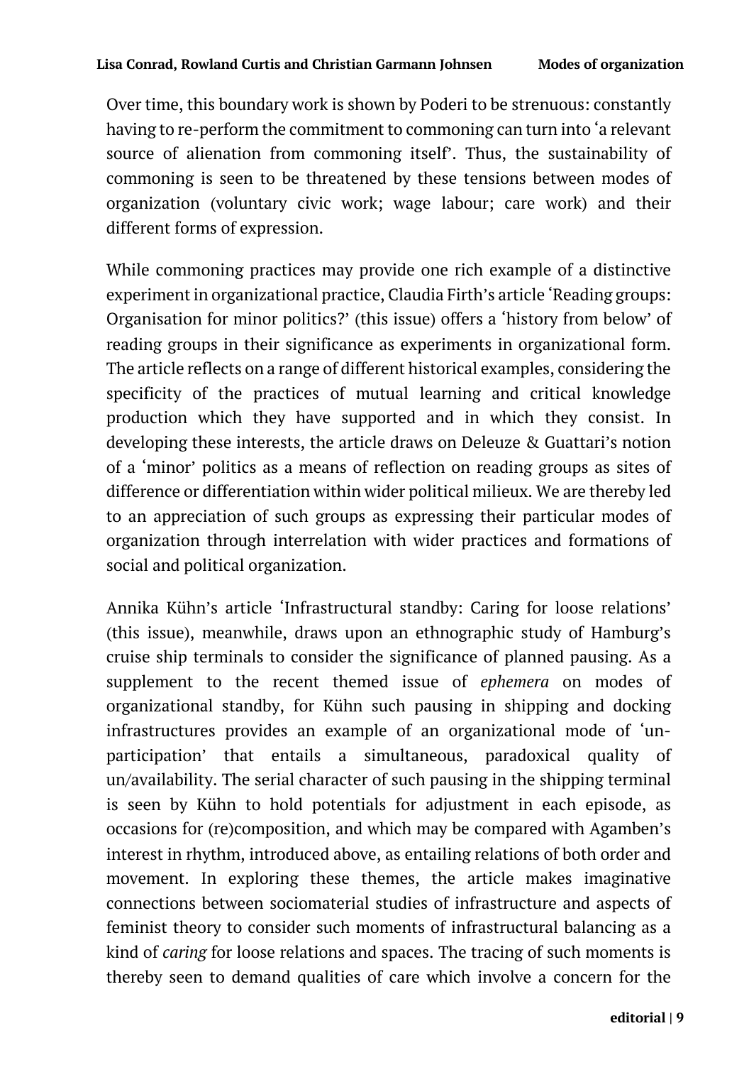Over time, this boundary work is shown by Poderi to be strenuous: constantly having to re-perform the commitment to commoning can turn into 'a relevant source of alienation from commoning itself'. Thus, the sustainability of commoning is seen to be threatened by these tensions between modes of organization (voluntary civic work; wage labour; care work) and their different forms of expression.

While commoning practices may provide one rich example of a distinctive experiment in organizational practice, Claudia Firth's article 'Reading groups: Organisation for minor politics?' (this issue) offers a 'history from below' of reading groups in their significance as experiments in organizational form. The article reflects on a range of different historical examples, considering the specificity of the practices of mutual learning and critical knowledge production which they have supported and in which they consist. In developing these interests, the article draws on Deleuze & Guattari's notion of a 'minor' politics as a means of reflection on reading groups as sites of difference or differentiation within wider political milieux. We are thereby led to an appreciation of such groups as expressing their particular modes of organization through interrelation with wider practices and formations of social and political organization.

Annika Kühn's article 'Infrastructural standby: Caring for loose relations' (this issue), meanwhile, draws upon an ethnographic study of Hamburg's cruise ship terminals to consider the significance of planned pausing. As a supplement to the recent themed issue of *ephemera* on modes of organizational standby, for Kühn such pausing in shipping and docking infrastructures provides an example of an organizational mode of 'un-participation' that entails a simultaneous, paradoxical quality of un/availability. The serial character of such pausing in the shipping terminal is seen by Kühn to hold potentials for adjustment in each episode, as occasions for (re)composition, and which may be compared with Agamben's interest in rhythm, introduced above, as entailing relations of both order and movement. In exploring these themes, the article makes imaginative connections between sociomaterial studies of infrastructure and aspects of feminist theory to consider such moments of infrastructural balancing as a kind of *caring* for loose relations and spaces. The tracing of such moments is thereby seen to demand qualities of care which involve a concern for the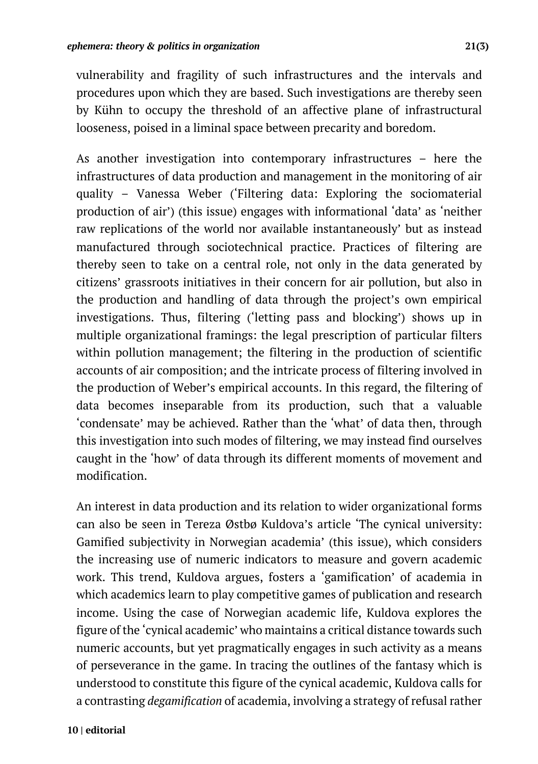vulnerability and fragility of such infrastructures and the intervals and procedures upon which they are based. Such investigations are thereby seen by Kühn to occupy the threshold of an affective plane of infrastructural looseness, poised in a liminal space between precarity and boredom.

As another investigation into contemporary infrastructures – here the infrastructures of data production and management in the monitoring of air quality – Vanessa Weber ('Filtering data: Exploring the sociomaterial production of air') (this issue) engages with informational 'data' as 'neither raw replications of the world nor available instantaneously' but as instead manufactured through sociotechnical practice. Practices of filtering are thereby seen to take on a central role, not only in the data generated by citizens' grassroots initiatives in their concern for air pollution, but also in the production and handling of data through the project's own empirical investigations. Thus, filtering ('letting pass and blocking') shows up in multiple organizational framings: the legal prescription of particular filters within pollution management; the filtering in the production of scientific accounts of air composition; and the intricate process of filtering involved in the production of Weber's empirical accounts. In this regard, the filtering of data becomes inseparable from its production, such that a valuable 'condensate' may be achieved. Rather than the 'what' of data then, through this investigation into such modes of filtering, we may instead find ourselves caught in the 'how' of data through its different moments of movement and modification.

An interest in data production and its relation to wider organizational forms can also be seen in Tereza Østbø Kuldova's article 'The cynical university: Gamified subjectivity in Norwegian academia' (this issue), which considers the increasing use of numeric indicators to measure and govern academic work. This trend, Kuldova argues, fosters a 'gamification' of academia in which academics learn to play competitive games of publication and research income. Using the case of Norwegian academic life, Kuldova explores the figure of the 'cynical academic' who maintains a critical distance towards such numeric accounts, but yet pragmatically engages in such activity as a means of perseverance in the game. In tracing the outlines of the fantasy which is understood to constitute this figure of the cynical academic, Kuldova calls for a contrasting *degamification* of academia, involving a strategy of refusal rather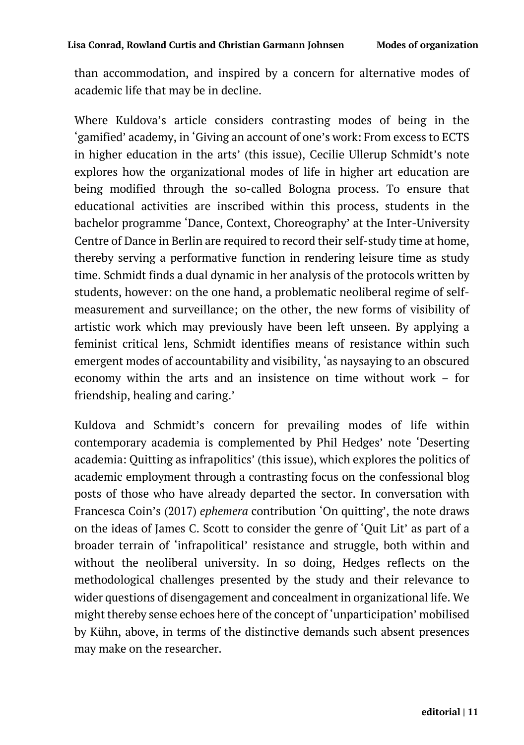than accommodation, and inspired by a concern for alternative modes of academic life that may be in decline.

Where Kuldova's article considers contrasting modes of being in the 'gamified' academy, in 'Giving an account of one's work: From excess to ECTS in higher education in the arts' (this issue), Cecilie Ullerup Schmidt's note explores how the organizational modes of life in higher art education are being modified through the so-called Bologna process. To ensure that educational activities are inscribed within this process, students in the bachelor programme 'Dance, Context, Choreography' at the Inter-University Centre of Dance in Berlin are required to record their self-study time at home, thereby serving a performative function in rendering leisure time as study time. Schmidt finds a dual dynamic in her analysis of the protocols written by students, however: on the one hand, a problematic neoliberal regime of self-measurement and surveillance; on the other, the new forms of visibility of artistic work which may previously have been left unseen. By applying a feminist critical lens, Schmidt identifies means of resistance within such emergent modes of accountability and visibility, 'as naysaying to an obscured economy within the arts and an insistence on time without work – for friendship, healing and caring.'

Kuldova and Schmidt's concern for prevailing modes of life within contemporary academia is complemented by Phil Hedges' note 'Deserting academia: Quitting as infrapolitics' (this issue), which explores the politics of academic employment through a contrasting focus on the confessional blog posts of those who have already departed the sector. In conversation with Francesca Coin's (2017) *ephemera* contribution 'On quitting', the note draws on the ideas of James C. Scott to consider the genre of 'Quit Lit' as part of a broader terrain of 'infrapolitical' resistance and struggle, both within and without the neoliberal university. In so doing, Hedges reflects on the methodological challenges presented by the study and their relevance to wider questions of disengagement and concealment in organizational life. We might thereby sense echoes here of the concept of 'unparticipation' mobilised by Kühn, above, in terms of the distinctive demands such absent presences may make on the researcher.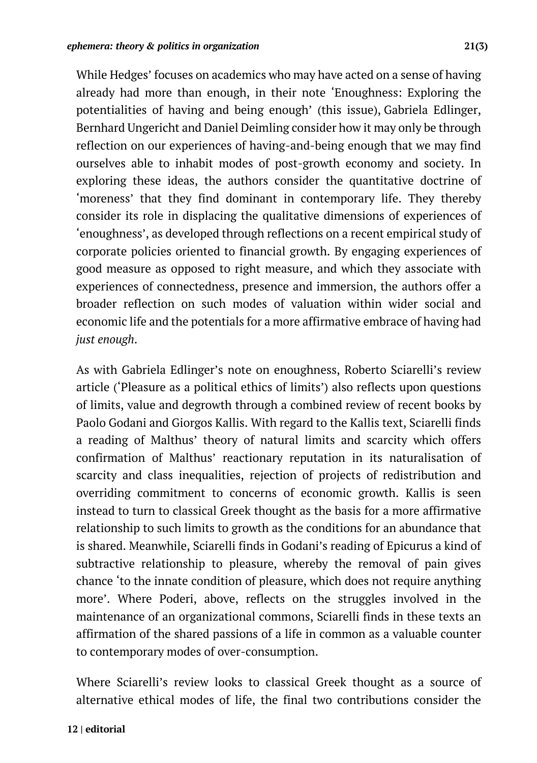While Hedges' focuses on academics who may have acted on a sense of having already had more than enough, in their note 'Enoughness: Exploring the potentialities of having and being enough' (this issue), Gabriela Edlinger, Bernhard Ungericht and Daniel Deimling consider how it may only be through reflection on our experiences of having-and-being enough that we may find ourselves able to inhabit modes of post-growth economy and society. In exploring these ideas, the authors consider the quantitative doctrine of 'moreness' that they find dominant in contemporary life. They thereby consider its role in displacing the qualitative dimensions of experiences of 'enoughness', as developed through reflections on a recent empirical study of corporate policies oriented to financial growth. By engaging experiences of good measure as opposed to right measure, and which they associate with experiences of connectedness, presence and immersion, the authors offer a broader reflection on such modes of valuation within wider social and economic life and the potentials for a more affirmative embrace of having had *just enough*.

As with Gabriela Edlinger's note on enoughness, Roberto Sciarelli's review article ('Pleasure as a political ethics of limits') also reflects upon questions of limits, value and degrowth through a combined review of recent books by Paolo Godani and Giorgos Kallis. With regard to the Kallis text, Sciarelli finds a reading of Malthus' theory of natural limits and scarcity which offers confirmation of Malthus' reactionary reputation in its naturalisation of scarcity and class inequalities, rejection of projects of redistribution and overriding commitment to concerns of economic growth. Kallis is seen instead to turn to classical Greek thought as the basis for a more affirmative relationship to such limits to growth as the conditions for an abundance that is shared. Meanwhile, Sciarelli finds in Godani's reading of Epicurus a kind of subtractive relationship to pleasure, whereby the removal of pain gives chance 'to the innate condition of pleasure, which does not require anything more'. Where Poderi, above, reflects on the struggles involved in the maintenance of an organizational commons, Sciarelli finds in these texts an affirmation of the shared passions of a life in common as a valuable counter to contemporary modes of over-consumption.

Where Sciarelli's review looks to classical Greek thought as a source of alternative ethical modes of life, the final two contributions consider the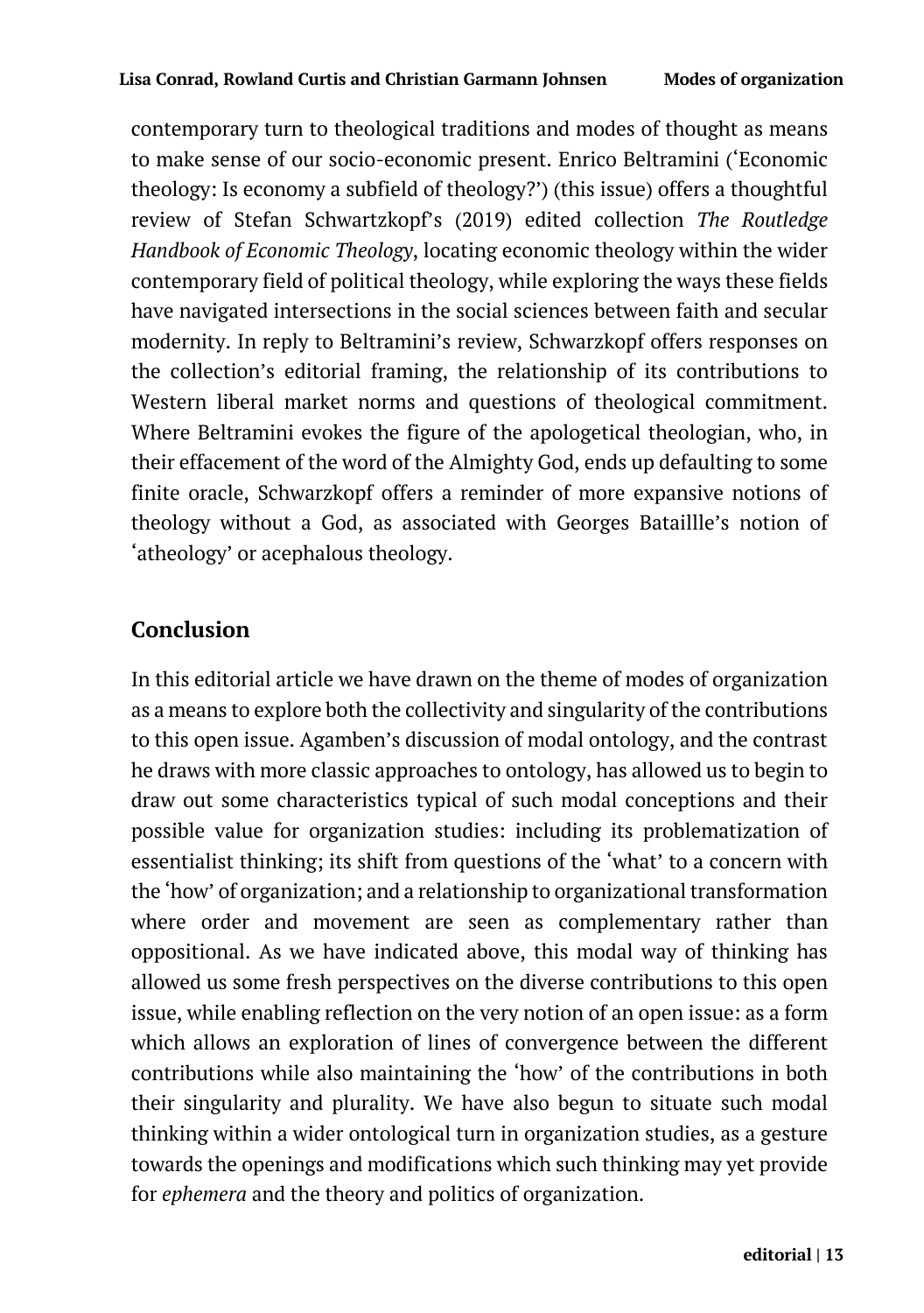contemporary turn to theological traditions and modes of thought as means to make sense of our socio-economic present. Enrico Beltramini ('Economic theology: Is economy a subfield of theology?') (this issue) offers a thoughtful review of Stefan Schwartzkopf's (2019) edited collection *The Routledge Handbook of Economic Theology*, locating economic theology within the wider contemporary field of political theology, while exploring the ways these fields have navigated intersections in the social sciences between faith and secular modernity. In reply to Beltramini's review, Schwarzkopf offers responses on the collection's editorial framing, the relationship of its contributions to Western liberal market norms and questions of theological commitment. Where Beltramini evokes the figure of the apologetical theologian, who, in their effacement of the word of the Almighty God, ends up defaulting to some finite oracle, Schwarzkopf offers a reminder of more expansive notions of theology without a God, as associated with Georges Bataillle's notion of 'atheology' or acephalous theology.

## Conclusion

In this editorial article we have drawn on the theme of modes of organization as a means to explore both the collectivity and singularity of the contributions to this open issue. Agamben's discussion of modal ontology, and the contrast he draws with more classic approaches to ontology, has allowed us to begin to draw out some characteristics typical of such modal conceptions and their possible value for organization studies: including its problematization of essentialist thinking; its shift from questions of the 'what' to a concern with the 'how' of organization; and a relationship to organizational transformation where order and movement are seen as complementary rather than oppositional. As we have indicated above, this modal way of thinking has allowed us some fresh perspectives on the diverse contributions to this open issue, while enabling reflection on the very notion of an open issue: as a form which allows an exploration of lines of convergence between the different contributions while also maintaining the 'how' of the contributions in both their singularity and plurality. We have also begun to situate such modal thinking within a wider ontological turn in organization studies, as a gesture towards the openings and modifications which such thinking may yet provide for *ephemera* and the theory and politics of organization.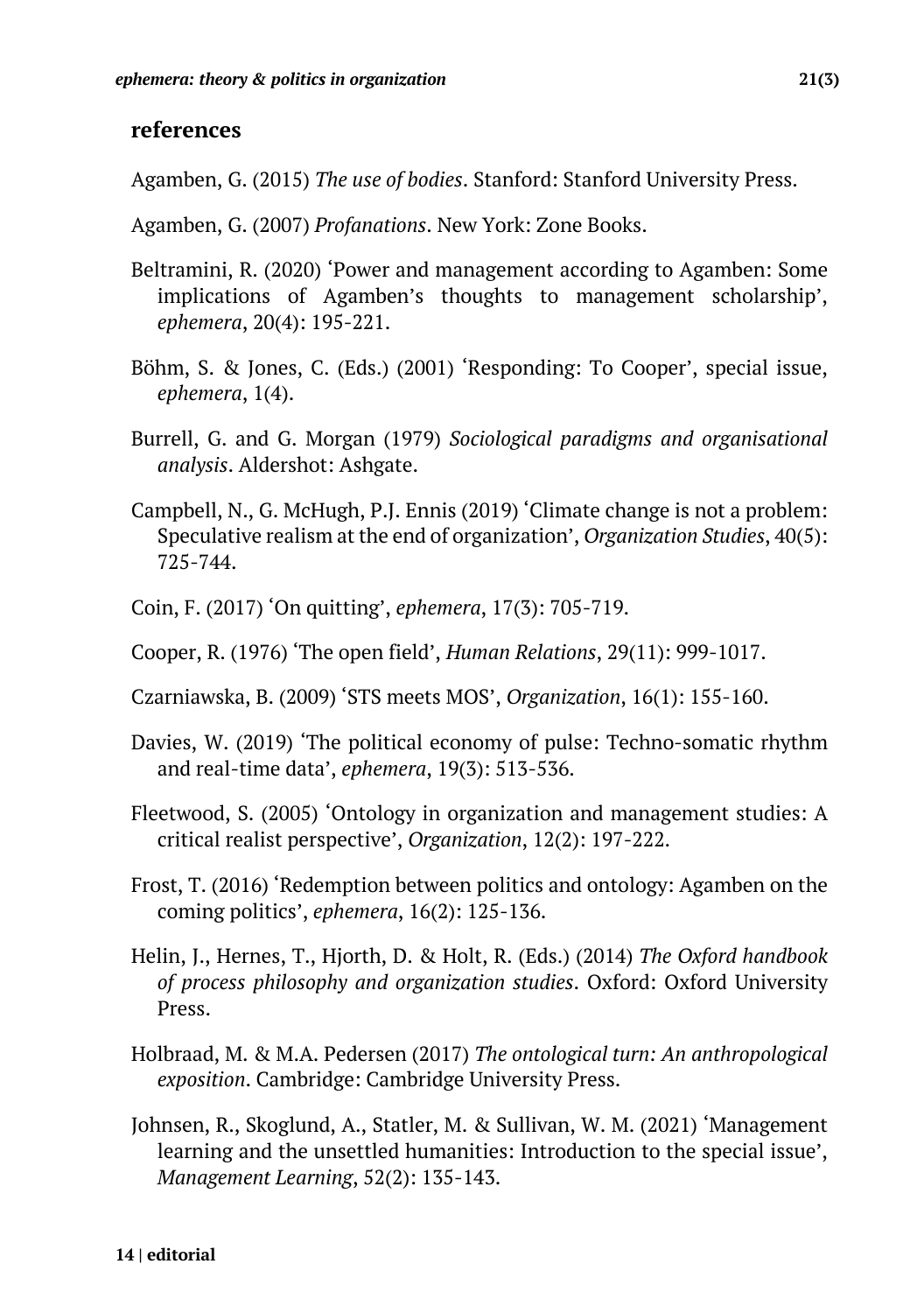## references

Agamben, G. (2015) *The use of bodies*. Stanford: Stanford University Press.

Agamben, G. (2007) *Profanations*. New York: Zone Books.

Beltramini, R. (2020) 'Power and management according to Agamben: Some implications of Agamben's thoughts to management scholarship', *ephemera*, 20(4): 195-221.

Böhm, S. & Jones, C. (Eds.) (2001) 'Responding: To Cooper', special issue, *ephemera*, 1(4).

Burrell, G. and G. Morgan (1979) *Sociological paradigms and organisational analysis*. Aldershot: Ashgate.

Campbell, N., G. McHugh, P.J. Ennis (2019) 'Climate change is not a problem: Speculative realism at the end of organization', *Organization Studies*, 40(5): 725-744.

Coin, F. (2017) 'On quitting', *ephemera*, 17(3): 705-719.

Cooper, R. (1976) 'The open field', *Human Relations*, 29(11): 999-1017.

Czarniawska, B. (2009) 'STS meets MOS', *Organization*, 16(1): 155-160.

Davies, W. (2019) 'The political economy of pulse: Techno-somatic rhythm and real-time data', *ephemera*, 19(3): 513-536.

Fleetwood, S. (2005) 'Ontology in organization and management studies: A critical realist perspective', *Organization*, 12(2): 197-222.

Frost, T. (2016) 'Redemption between politics and ontology: Agamben on the coming politics', *ephemera*, 16(2): 125-136.

Helin, J., Hernes, T., Hjorth, D. & Holt, R. (Eds.) (2014) *The Oxford handbook of process philosophy and organization studies*. Oxford: Oxford University Press.

Holbraad, M. & M.A. Pedersen (2017) *The ontological turn: An anthropological exposition*. Cambridge: Cambridge University Press.

Johnsen, R., Skoglund, A., Statler, M. & Sullivan, W. M. (2021) 'Management learning and the unsettled humanities: Introduction to the special issue', *Management Learning*, 52(2): 135-143.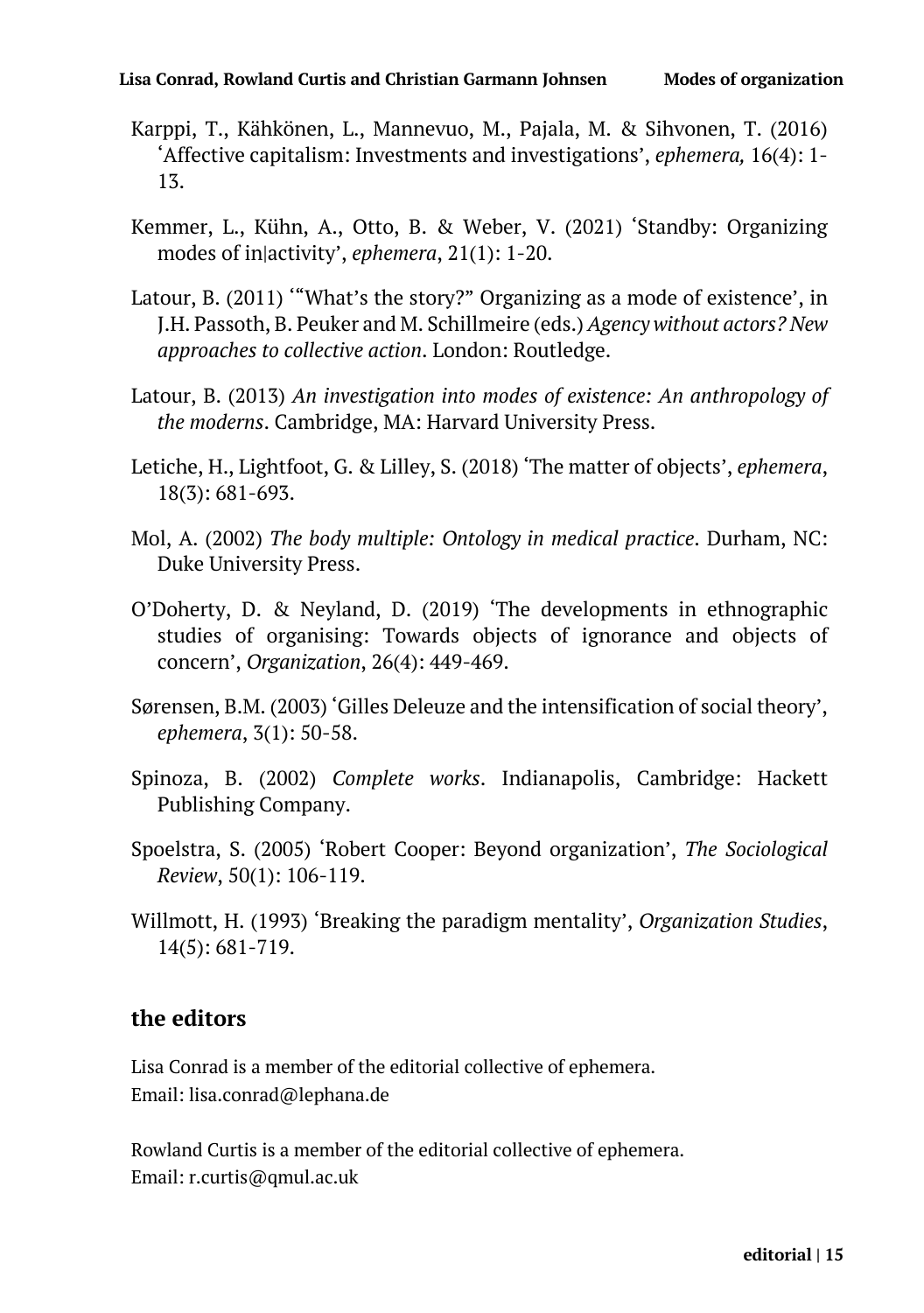Karppi, T., Kähkönen, L., Mannevuo, M., Pajala, M. & Sihvonen, T. (2016) 'Affective capitalism: Investments and investigations', *ephemera,* 16(4): 1-13.

Kemmer, L., Kühn, A., Otto, B. & Weber, V. (2021) 'Standby: Organizing modes of in|activity', *ephemera*, 21(1): 1-20.

Latour, B. (2011) '"What's the story?" Organizing as a mode of existence', in J.H. Passoth, B. Peuker and M. Schillmeire (eds.) *Agency without actors? New approaches to collective action*. London: Routledge.

Latour, B. (2013) *An investigation into modes of existence: An anthropology of the moderns*. Cambridge, MA: Harvard University Press.

Letiche, H., Lightfoot, G. & Lilley, S. (2018) 'The matter of objects', *ephemera*, 18(3): 681-693.

Mol, A. (2002) *The body multiple: Ontology in medical practice*. Durham, NC: Duke University Press.

O'Doherty, D. & Neyland, D. (2019) 'The developments in ethnographic studies of organising: Towards objects of ignorance and objects of concern', *Organization*, 26(4): 449-469.

Sørensen, B.M. (2003) 'Gilles Deleuze and the intensification of social theory', *ephemera*, 3(1): 50-58.

Spinoza, B. (2002) *Complete works*. Indianapolis, Cambridge: Hackett Publishing Company.

Spoelstra, S. (2005) 'Robert Cooper: Beyond organization', *The Sociological Review*, 50(1): 106-119.

Willmott, H. (1993) 'Breaking the paradigm mentality', *Organization Studies*, 14(5): 681-719.

## the editors

Lisa Conrad is a member of the editorial collective of ephemera.
Email: lisa.conrad@lephana.de

Rowland Curtis is a member of the editorial collective of ephemera.
Email: r.curtis@qmul.ac.uk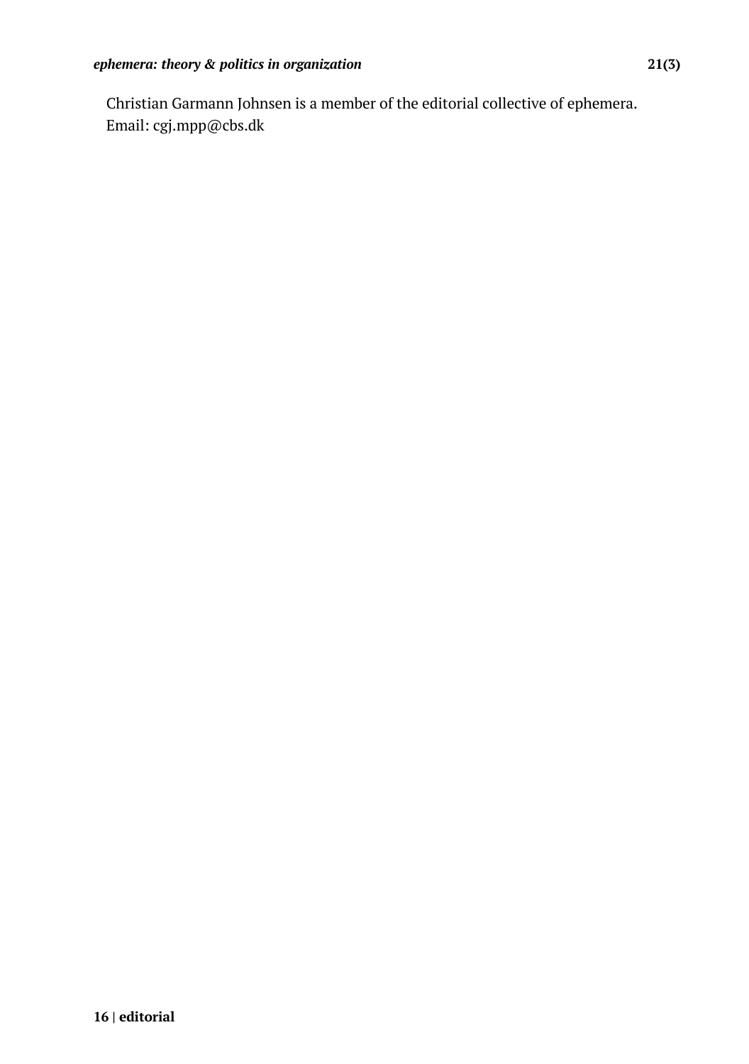Christian Garmann Johnsen is a member of the editorial collective of ephemera.
Email: cgj.mpp@cbs.dk